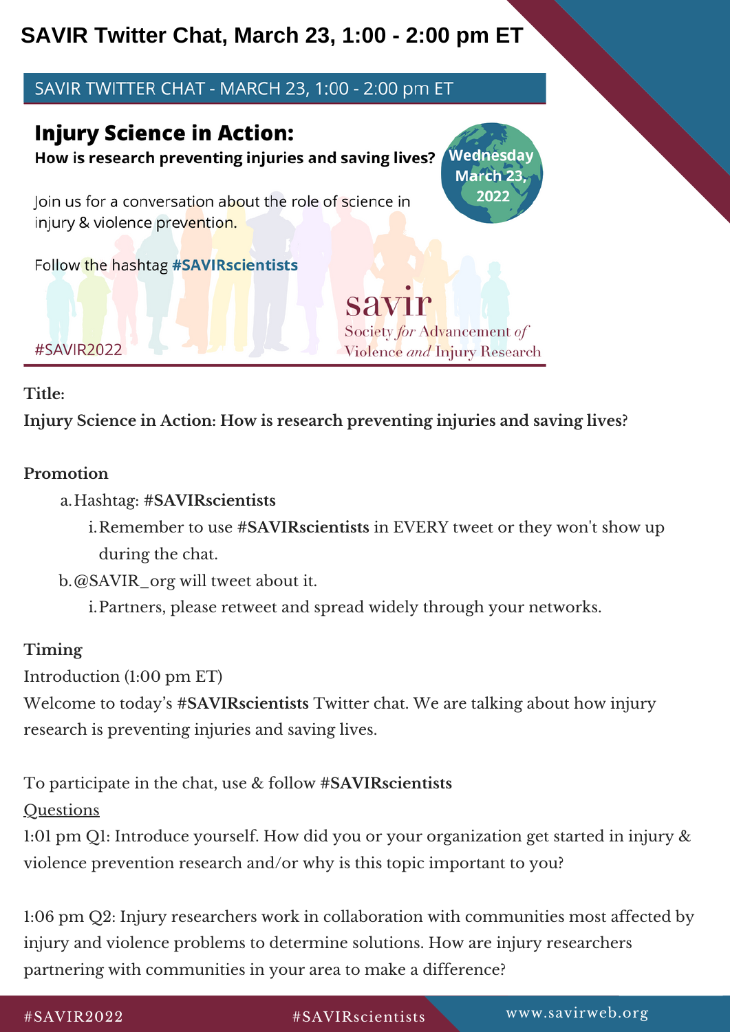# SAVIR Twitter Chat, March 23, 1:00 - 2:00 pm ET

SAVIR TWITTER CHAT - MARCH 23, 1:00 - 2:00 pm ET

## Injury Science in Action:

**How is research preventing injuries and saving lives?**

Wednesday March 23, 2022

Join us for a conversation about the role of science in injury & violence prevention.

Follow the hashtag **#SAVIRscientists**

#SAVIR2022

savir
Society *for* Advancement *of* Violence *and* Injury Research

**Title:**

**Injury Science in Action: How is research preventing injuries and saving lives?**

**Promotion**

a. Hashtag: **#SAVIRscientists**
   i. Remember to use **#SAVIRscientists** in EVERY tweet or they won't show up during the chat.

b. @SAVIR_org will tweet about it.
   i. Partners, please retweet and spread widely through your networks.

**Timing**

Introduction (1:00 pm ET)

Welcome to today's **#SAVIRscientists** Twitter chat. We are talking about how injury research is preventing injuries and saving lives.

To participate in the chat, use & follow **#SAVIRscientists**

<u>Questions</u>

1:01 pm Q1: Introduce yourself. How did you or your organization get started in injury & violence prevention research and/or why is this topic important to you?

1:06 pm Q2: Injury researchers work in collaboration with communities most affected by injury and violence problems to determine solutions. How are injury researchers partnering with communities in your area to make a difference?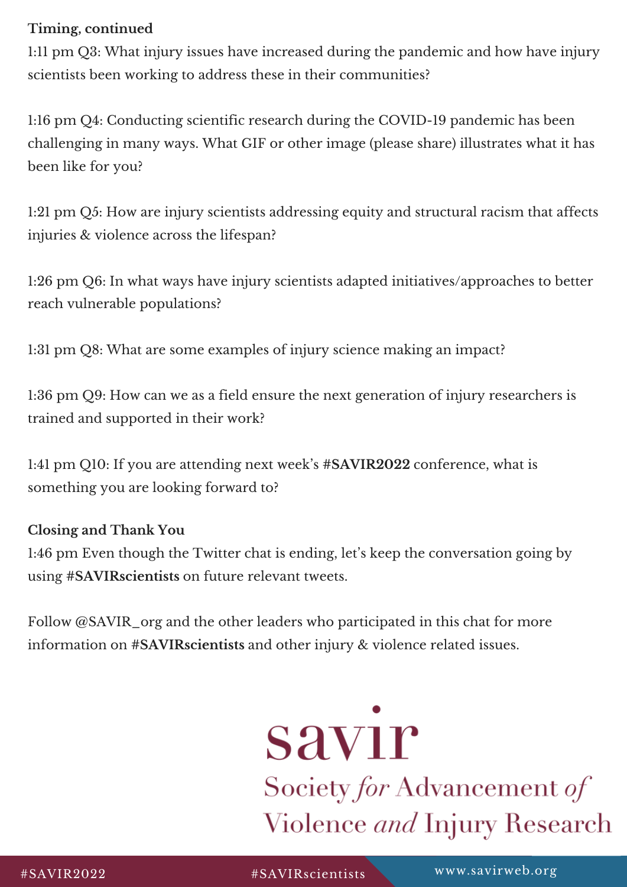**Timing, continued**

1:11 pm Q3: What injury issues have increased during the pandemic and how have injury scientists been working to address these in their communities?

1:16 pm Q4: Conducting scientific research during the COVID-19 pandemic has been challenging in many ways. What GIF or other image (please share) illustrates what it has been like for you?

1:21 pm Q5: How are injury scientists addressing equity and structural racism that affects injuries & violence across the lifespan?

1:26 pm Q6: In what ways have injury scientists adapted initiatives/approaches to better reach vulnerable populations?

1:31 pm Q8: What are some examples of injury science making an impact?

1:36 pm Q9: How can we as a field ensure the next generation of injury researchers is trained and supported in their work?

1:41 pm Q10: If you are attending next week's **#SAVIR2022** conference, what is something you are looking forward to?

**Closing and Thank You**

1:46 pm Even though the Twitter chat is ending, let's keep the conversation going by using **#SAVIRscientists** on future relevant tweets.

Follow @SAVIR_org and the other leaders who participated in this chat for more information on **#SAVIRscientists** and other injury & violence related issues.

savir

Society *for* Advancement *of* Violence *and* Injury Research

#SAVIR2022 #SAVIRscientists www.savirweb.org